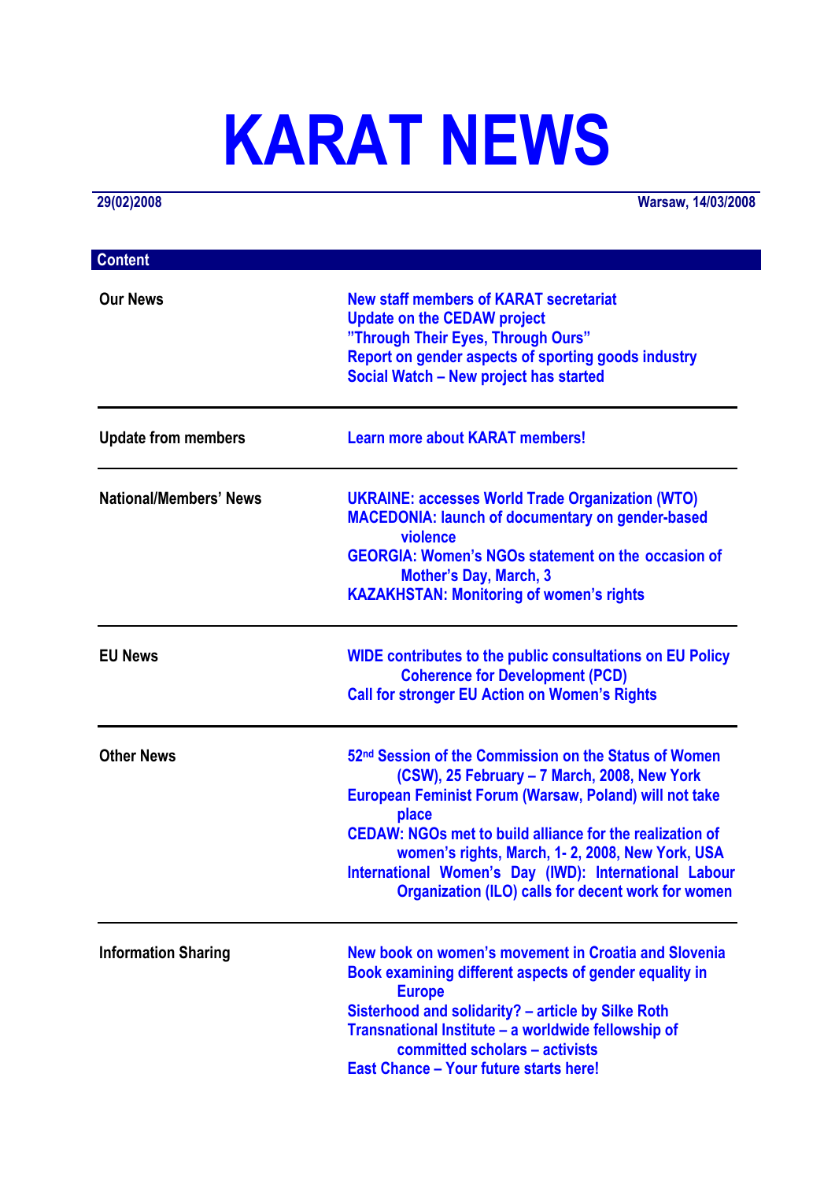# KARAT NEWS

29(02)2008 Warsaw, 14/03/2008

## Content

| | |
|---|---|
| **Our News** | New staff members of KARAT secretariat<br>Update on the CEDAW project<br>"Through Their Eyes, Through Ours"<br>Report on gender aspects of sporting goods industry<br>Social Watch – New project has started |
| **Update from members** | Learn more about KARAT members! |
| **National/Members' News** | UKRAINE: accesses World Trade Organization (WTO)<br>MACEDONIA: launch of documentary on gender-based violence<br>GEORGIA: Women's NGOs statement on the occasion of Mother's Day, March, 3<br>KAZAKHSTAN: Monitoring of women's rights |
| **EU News** | WIDE contributes to the public consultations on EU Policy Coherence for Development (PCD)<br>Call for stronger EU Action on Women's Rights |
| **Other News** | 52nd Session of the Commission on the Status of Women (CSW), 25 February – 7 March, 2008, New York<br>European Feminist Forum (Warsaw, Poland) will not take place<br>CEDAW: NGOs met to build alliance for the realization of women's rights, March, 1- 2, 2008, New York, USA<br>International Women's Day (IWD): International Labour Organization (ILO) calls for decent work for women |
| **Information Sharing** | New book on women's movement in Croatia and Slovenia<br>Book examining different aspects of gender equality in Europe<br>Sisterhood and solidarity? – article by Silke Roth<br>Transnational Institute – a worldwide fellowship of committed scholars – activists<br>East Chance – Your future starts here! |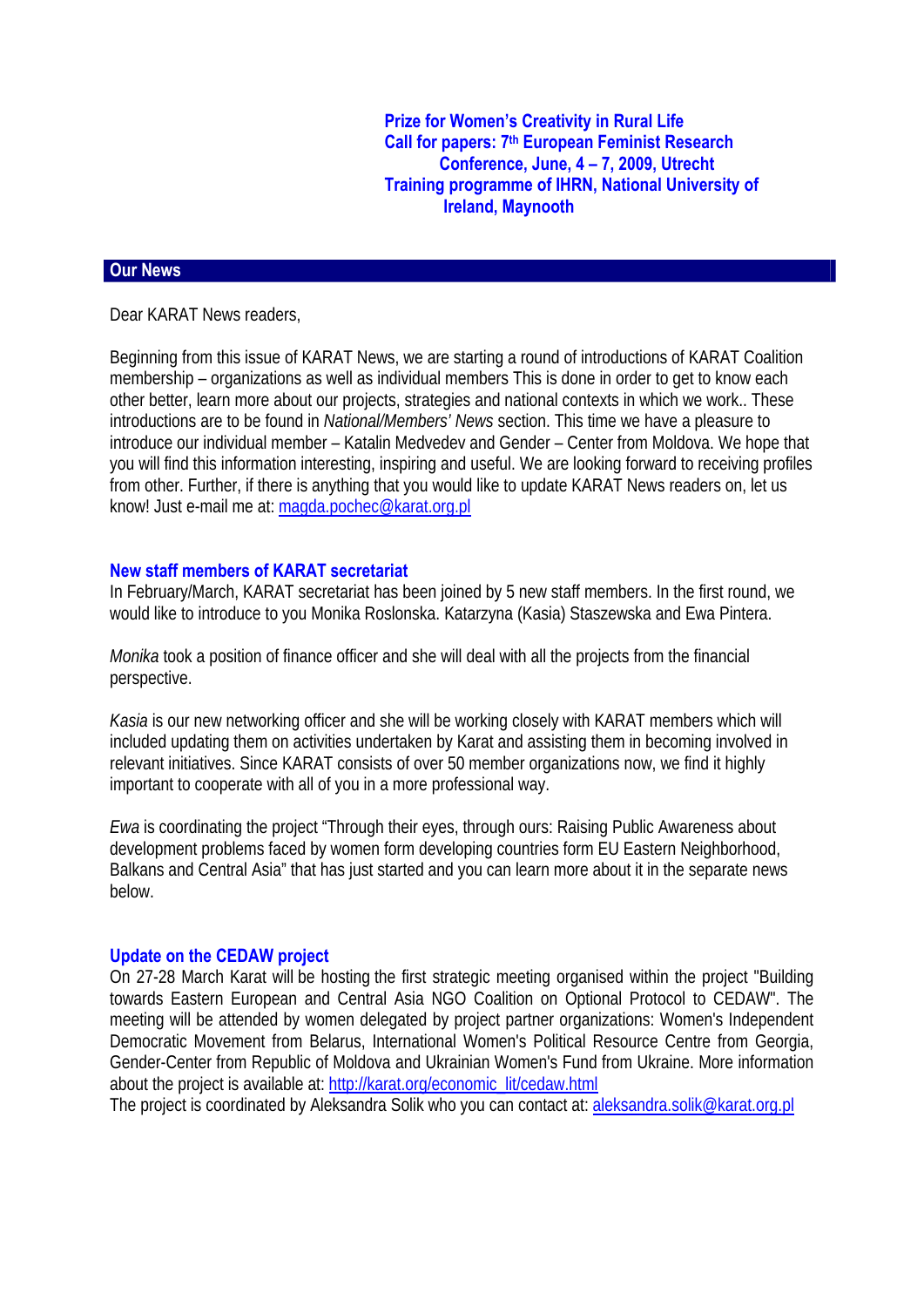**Prize for Women's Creativity in Rural Life**
**Call for papers: 7th European Feminist Research Conference, June, 4 – 7, 2009, Utrecht**
**Training programme of IHRN, National University of Ireland, Maynooth**

## Our News

Dear KARAT News readers,

Beginning from this issue of KARAT News, we are starting a round of introductions of KARAT Coalition membership – organizations as well as individual members This is done in order to get to know each other better, learn more about our projects, strategies and national contexts in which we work.. These introductions are to be found in *National/Members' News* section. This time we have a pleasure to introduce our individual member – Katalin Medvedev and Gender – Center from Moldova. We hope that you will find this information interesting, inspiring and useful. We are looking forward to receiving profiles from other. Further, if there is anything that you would like to update KARAT News readers on, let us know! Just e-mail me at: magda.pochec@karat.org.pl

### New staff members of KARAT secretariat

In February/March, KARAT secretariat has been joined by 5 new staff members. In the first round, we would like to introduce to you Monika Roslonska. Katarzyna (Kasia) Staszewska and Ewa Pintera.

*Monika* took a position of finance officer and she will deal with all the projects from the financial perspective.

*Kasia* is our new networking officer and she will be working closely with KARAT members which will included updating them on activities undertaken by Karat and assisting them in becoming involved in relevant initiatives. Since KARAT consists of over 50 member organizations now, we find it highly important to cooperate with all of you in a more professional way.

*Ewa* is coordinating the project "Through their eyes, through ours: Raising Public Awareness about development problems faced by women form developing countries form EU Eastern Neighborhood, Balkans and Central Asia" that has just started and you can learn more about it in the separate news below.

### Update on the CEDAW project

On 27-28 March Karat will be hosting the first strategic meeting organised within the project "Building towards Eastern European and Central Asia NGO Coalition on Optional Protocol to CEDAW". The meeting will be attended by women delegated by project partner organizations: Women's Independent Democratic Movement from Belarus, International Women's Political Resource Centre from Georgia, Gender-Center from Republic of Moldova and Ukrainian Women's Fund from Ukraine. More information about the project is available at: http://karat.org/economic_lit/cedaw.html
The project is coordinated by Aleksandra Solik who you can contact at: aleksandra.solik@karat.org.pl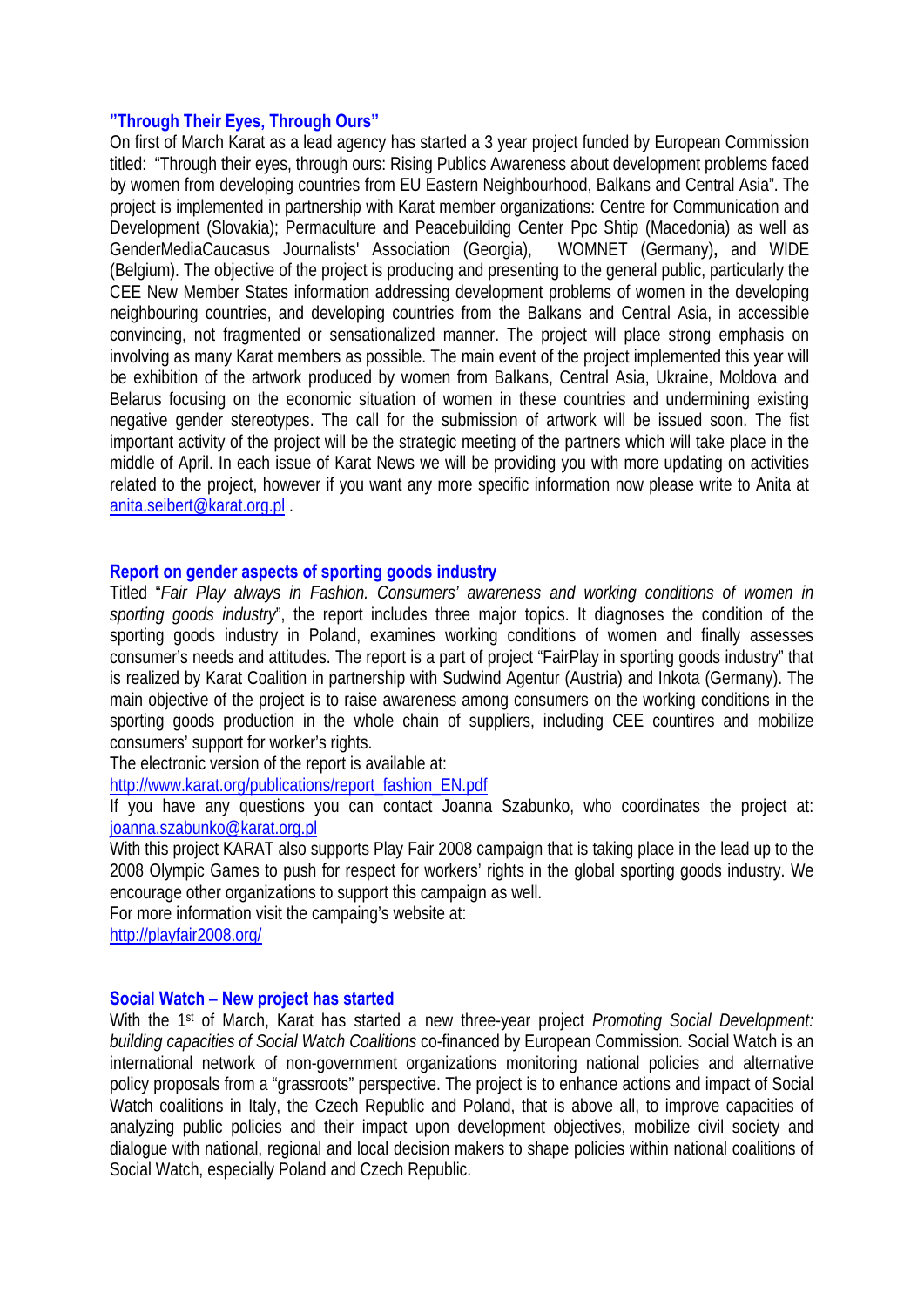### "Through Their Eyes, Through Ours"

On first of March Karat as a lead agency has started a 3 year project funded by European Commission titled: "Through their eyes, through ours: Rising Publics Awareness about development problems faced by women from developing countries from EU Eastern Neighbourhood, Balkans and Central Asia". The project is implemented in partnership with Karat member organizations: Centre for Communication and Development (Slovakia); Permaculture and Peacebuilding Center Ppc Shtip (Macedonia) as well as GenderMediaCaucasus Journalists' Association (Georgia), WOMNET (Germany), and WIDE (Belgium). The objective of the project is producing and presenting to the general public, particularly the CEE New Member States information addressing development problems of women in the developing neighbouring countries, and developing countries from the Balkans and Central Asia, in accessible convincing, not fragmented or sensationalized manner. The project will place strong emphasis on involving as many Karat members as possible. The main event of the project implemented this year will be exhibition of the artwork produced by women from Balkans, Central Asia, Ukraine, Moldova and Belarus focusing on the economic situation of women in these countries and undermining existing negative gender stereotypes. The call for the submission of artwork will be issued soon. The fist important activity of the project will be the strategic meeting of the partners which will take place in the middle of April. In each issue of Karat News we will be providing you with more updating on activities related to the project, however if you want any more specific information now please write to Anita at anita.seibert@karat.org.pl .

### Report on gender aspects of sporting goods industry

Titled "*Fair Play always in Fashion. Consumers' awareness and working conditions of women in sporting goods industry*", the report includes three major topics. It diagnoses the condition of the sporting goods industry in Poland, examines working conditions of women and finally assesses consumer's needs and attitudes. The report is a part of project "FairPlay in sporting goods industry" that is realized by Karat Coalition in partnership with Sudwind Agentur (Austria) and Inkota (Germany). The main objective of the project is to raise awareness among consumers on the working conditions in the sporting goods production in the whole chain of suppliers, including CEE countires and mobilize consumers' support for worker's rights.

The electronic version of the report is available at:

http://www.karat.org/publications/report_fashion_EN.pdf

If you have any questions you can contact Joanna Szabunko, who coordinates the project at: joanna.szabunko@karat.org.pl

With this project KARAT also supports Play Fair 2008 campaign that is taking place in the lead up to the 2008 Olympic Games to push for respect for workers' rights in the global sporting goods industry. We encourage other organizations to support this campaign as well.

For more information visit the campaing's website at:

http://playfair2008.org/

### Social Watch – New project has started

With the 1st of March, Karat has started a new three-year project *Promoting Social Development: building capacities of Social Watch Coalitions* co-financed by European Commission*.* Social Watch is an international network of non-government organizations monitoring national policies and alternative policy proposals from a "grassroots" perspective. The project is to enhance actions and impact of Social Watch coalitions in Italy, the Czech Republic and Poland, that is above all, to improve capacities of analyzing public policies and their impact upon development objectives, mobilize civil society and dialogue with national, regional and local decision makers to shape policies within national coalitions of Social Watch, especially Poland and Czech Republic.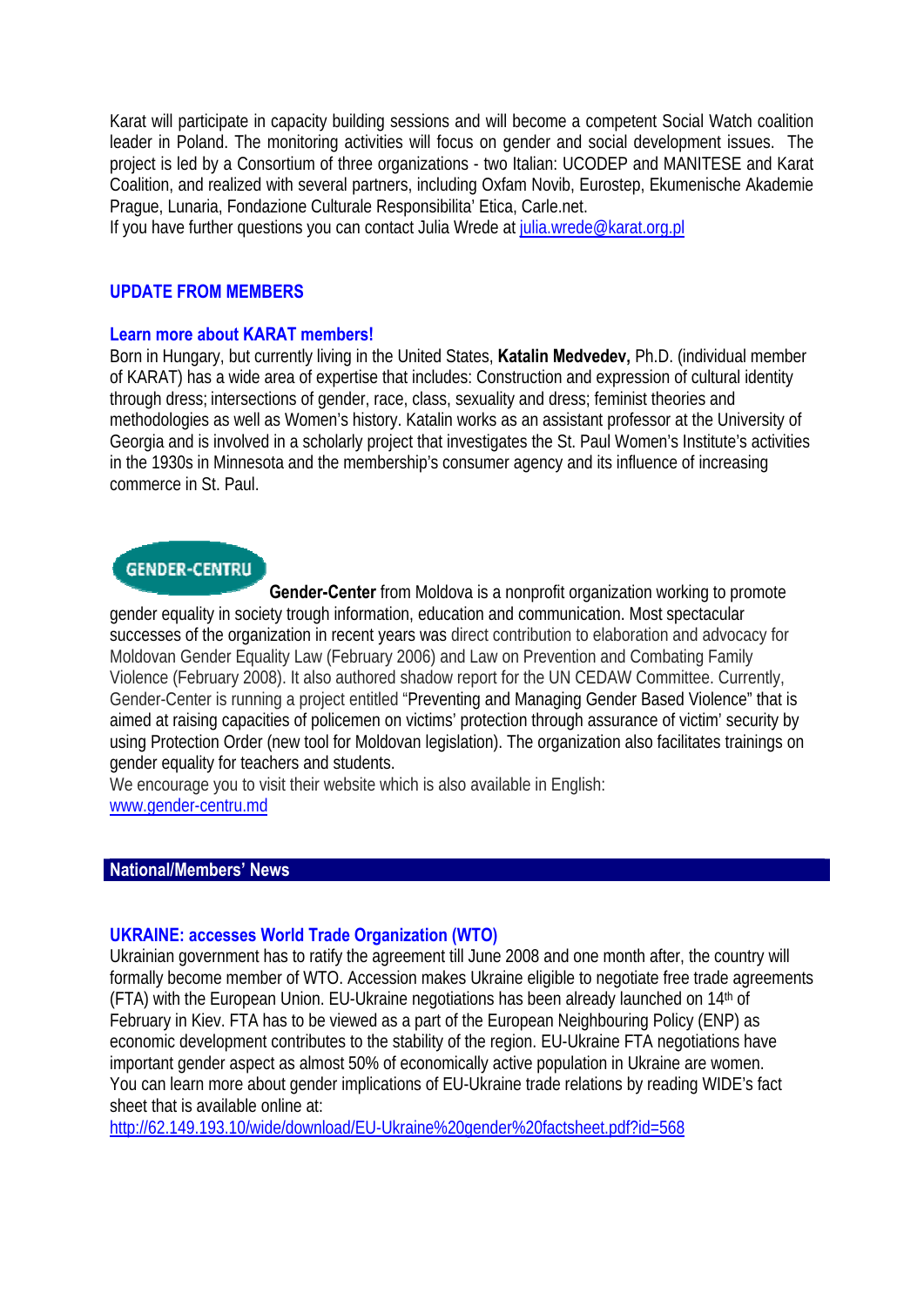Karat will participate in capacity building sessions and will become a competent Social Watch coalition leader in Poland. The monitoring activities will focus on gender and social development issues. The project is led by a Consortium of three organizations - two Italian: UCODEP and MANITESE and Karat Coalition, and realized with several partners, including Oxfam Novib, Eurostep, Ekumenische Akademie Prague, Lunaria, Fondazione Culturale Responsibilita' Etica, Carle.net.
If you have further questions you can contact Julia Wrede at julia.wrede@karat.org.pl

## UPDATE FROM MEMBERS

### Learn more about KARAT members!

Born in Hungary, but currently living in the United States, **Katalin Medvedev,** Ph.D. (individual member of KARAT) has a wide area of expertise that includes: Construction and expression of cultural identity through dress; intersections of gender, race, class, sexuality and dress; feminist theories and methodologies as well as Women's history. Katalin works as an assistant professor at the University of Georgia and is involved in a scholarly project that investigates the St. Paul Women's Institute's activities in the 1930s in Minnesota and the membership's consumer agency and its influence of increasing commerce in St. Paul.

GENDER-CENTRU

**Gender-Center** from Moldova is a nonprofit organization working to promote gender equality in society trough information, education and communication. Most spectacular successes of the organization in recent years was direct contribution to elaboration and advocacy for Moldovan Gender Equality Law (February 2006) and Law on Prevention and Combating Family Violence (February 2008). It also authored shadow report for the UN CEDAW Committee. Currently, Gender-Center is running a project entitled "Preventing and Managing Gender Based Violence" that is aimed at raising capacities of policemen on victims' protection through assurance of victim' security by using Protection Order (new tool for Moldovan legislation). The organization also facilitates trainings on gender equality for teachers and students.
We encourage you to visit their website which is also available in English:
www.gender-centru.md

## National/Members' News

### UKRAINE: accesses World Trade Organization (WTO)

Ukrainian government has to ratify the agreement till June 2008 and one month after, the country will formally become member of WTO. Accession makes Ukraine eligible to negotiate free trade agreements (FTA) with the European Union. EU-Ukraine negotiations has been already launched on 14th of February in Kiev. FTA has to be viewed as a part of the European Neighbouring Policy (ENP) as economic development contributes to the stability of the region. EU-Ukraine FTA negotiations have important gender aspect as almost 50% of economically active population in Ukraine are women.
You can learn more about gender implications of EU-Ukraine trade relations by reading WIDE's fact sheet that is available online at:
http://62.149.193.10/wide/download/EU-Ukraine%20gender%20factsheet.pdf?id=568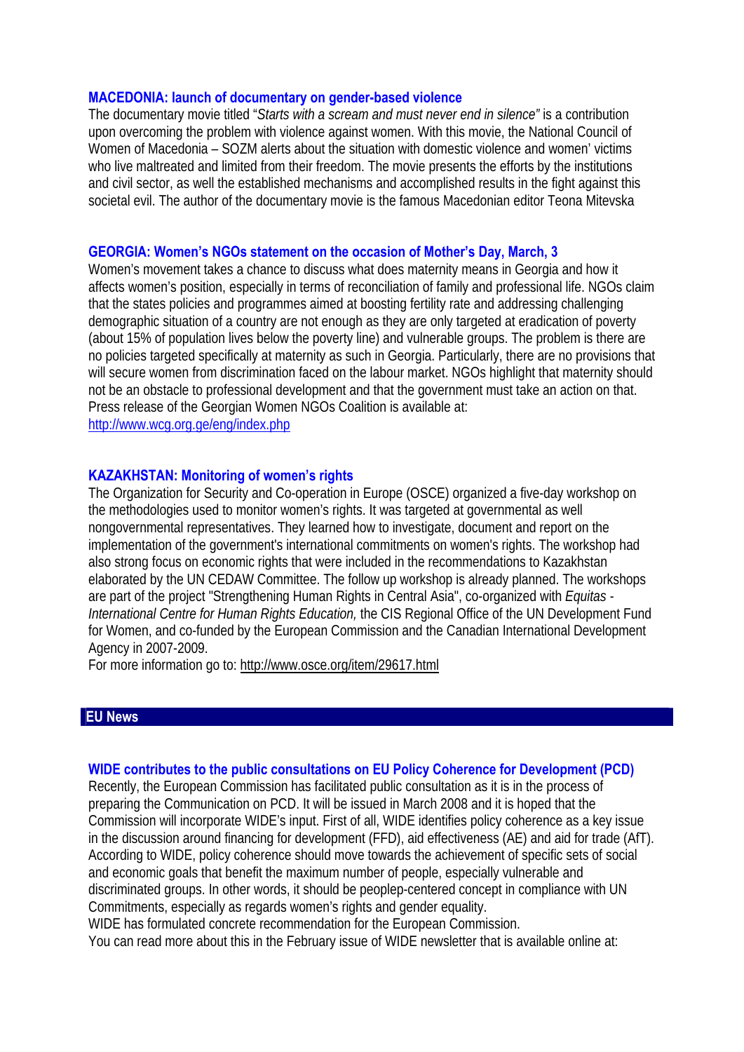### MACEDONIA: launch of documentary on gender-based violence

The documentary movie titled "*Starts with a scream and must never end in silence"* is a contribution upon overcoming the problem with violence against women. With this movie, the National Council of Women of Macedonia – SOZM alerts about the situation with domestic violence and women' victims who live maltreated and limited from their freedom. The movie presents the efforts by the institutions and civil sector, as well the established mechanisms and accomplished results in the fight against this societal evil. The author of the documentary movie is the famous Macedonian editor Teona Mitevska

### GEORGIA: Women's NGOs statement on the occasion of Mother's Day, March, 3

Women's movement takes a chance to discuss what does maternity means in Georgia and how it affects women's position, especially in terms of reconciliation of family and professional life. NGOs claim that the states policies and programmes aimed at boosting fertility rate and addressing challenging demographic situation of a country are not enough as they are only targeted at eradication of poverty (about 15% of population lives below the poverty line) and vulnerable groups. The problem is there are no policies targeted specifically at maternity as such in Georgia. Particularly, there are no provisions that will secure women from discrimination faced on the labour market. NGOs highlight that maternity should not be an obstacle to professional development and that the government must take an action on that. Press release of the Georgian Women NGOs Coalition is available at:
http://www.wcg.org.ge/eng/index.php

### KAZAKHSTAN: Monitoring of women's rights

The Organization for Security and Co-operation in Europe (OSCE) organized a five-day workshop on the methodologies used to monitor women's rights. It was targeted at governmental as well nongovernmental representatives. They learned how to investigate, document and report on the implementation of the government's international commitments on women's rights. The workshop had also strong focus on economic rights that were included in the recommendations to Kazakhstan elaborated by the UN CEDAW Committee. The follow up workshop is already planned. The workshops are part of the project "Strengthening Human Rights in Central Asia", co-organized with *Equitas - International Centre for Human Rights Education,* the CIS Regional Office of the UN Development Fund for Women, and co-funded by the European Commission and the Canadian International Development Agency in 2007-2009.
For more information go to: http://www.osce.org/item/29617.html

## EU News

### WIDE contributes to the public consultations on EU Policy Coherence for Development (PCD)

Recently, the European Commission has facilitated public consultation as it is in the process of preparing the Communication on PCD. It will be issued in March 2008 and it is hoped that the Commission will incorporate WIDE's input. First of all, WIDE identifies policy coherence as a key issue in the discussion around financing for development (FFD), aid effectiveness (AE) and aid for trade (AfT). According to WIDE, policy coherence should move towards the achievement of specific sets of social and economic goals that benefit the maximum number of people, especially vulnerable and discriminated groups. In other words, it should be peoplep-centered concept in compliance with UN Commitments, especially as regards women's rights and gender equality.
WIDE has formulated concrete recommendation for the European Commission.
You can read more about this in the February issue of WIDE newsletter that is available online at: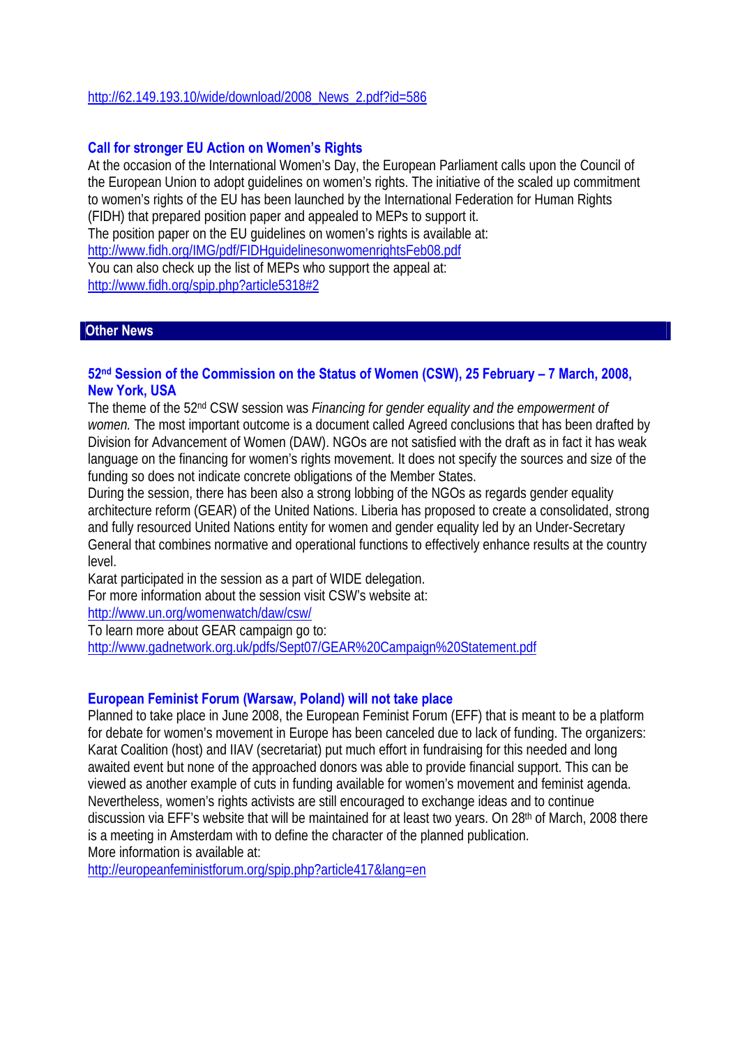http://62.149.193.10/wide/download/2008_News_2.pdf?id=586

### Call for stronger EU Action on Women's Rights

At the occasion of the International Women's Day, the European Parliament calls upon the Council of the European Union to adopt guidelines on women's rights. The initiative of the scaled up commitment to women's rights of the EU has been launched by the International Federation for Human Rights (FIDH) that prepared position paper and appealed to MEPs to support it.
The position paper on the EU guidelines on women's rights is available at:
http://www.fidh.org/IMG/pdf/FIDHguidelinesonwomenrightsFeb08.pdf
You can also check up the list of MEPs who support the appeal at:
http://www.fidh.org/spip.php?article5318#2

## Other News

### 52nd Session of the Commission on the Status of Women (CSW), 25 February – 7 March, 2008, New York, USA

The theme of the 52nd CSW session was *Financing for gender equality and the empowerment of women.* The most important outcome is a document called Agreed conclusions that has been drafted by Division for Advancement of Women (DAW). NGOs are not satisfied with the draft as in fact it has weak language on the financing for women's rights movement. It does not specify the sources and size of the funding so does not indicate concrete obligations of the Member States.
During the session, there has been also a strong lobbing of the NGOs as regards gender equality architecture reform (GEAR) of the United Nations. Liberia has proposed to create a consolidated, strong and fully resourced United Nations entity for women and gender equality led by an Under-Secretary General that combines normative and operational functions to effectively enhance results at the country level.
Karat participated in the session as a part of WIDE delegation.
For more information about the session visit CSW's website at:
http://www.un.org/womenwatch/daw/csw/
To learn more about GEAR campaign go to:
http://www.gadnetwork.org.uk/pdfs/Sept07/GEAR%20Campaign%20Statement.pdf

### European Feminist Forum (Warsaw, Poland) will not take place

Planned to take place in June 2008, the European Feminist Forum (EFF) that is meant to be a platform for debate for women's movement in Europe has been canceled due to lack of funding. The organizers: Karat Coalition (host) and IIAV (secretariat) put much effort in fundraising for this needed and long awaited event but none of the approached donors was able to provide financial support. This can be viewed as another example of cuts in funding available for women's movement and feminist agenda. Nevertheless, women's rights activists are still encouraged to exchange ideas and to continue discussion via EFF's website that will be maintained for at least two years. On 28th of March, 2008 there is a meeting in Amsterdam with to define the character of the planned publication.
More information is available at:
http://europeanfeministforum.org/spip.php?article417&lang=en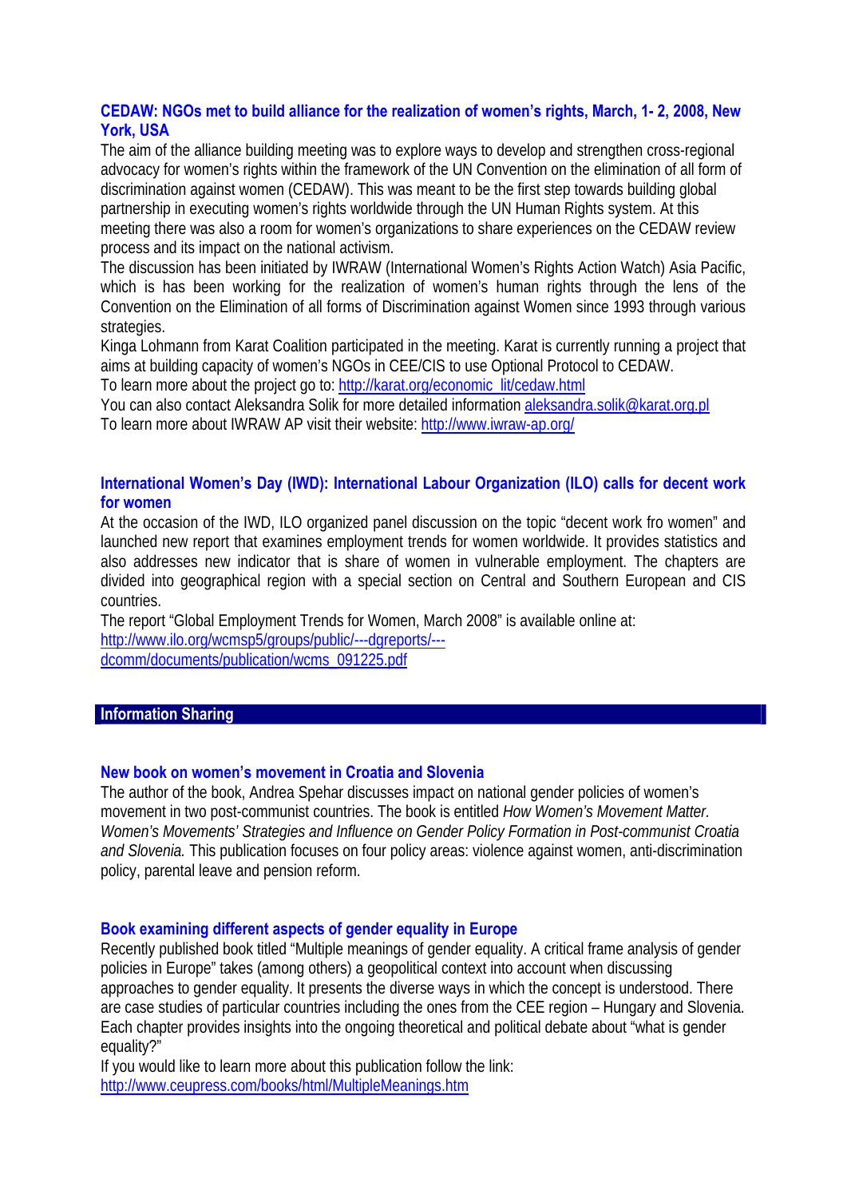### CEDAW: NGOs met to build alliance for the realization of women's rights, March, 1- 2, 2008, New York, USA

The aim of the alliance building meeting was to explore ways to develop and strengthen cross-regional advocacy for women's rights within the framework of the UN Convention on the elimination of all form of discrimination against women (CEDAW). This was meant to be the first step towards building global partnership in executing women's rights worldwide through the UN Human Rights system. At this meeting there was also a room for women's organizations to share experiences on the CEDAW review process and its impact on the national activism.

The discussion has been initiated by IWRAW (International Women's Rights Action Watch) Asia Pacific, which is has been working for the realization of women's human rights through the lens of the Convention on the Elimination of all forms of Discrimination against Women since 1993 through various strategies.

Kinga Lohmann from Karat Coalition participated in the meeting. Karat is currently running a project that aims at building capacity of women's NGOs in CEE/CIS to use Optional Protocol to CEDAW.

To learn more about the project go to: http://karat.org/economic_lit/cedaw.html

You can also contact Aleksandra Solik for more detailed information aleksandra.solik@karat.org.pl

To learn more about IWRAW AP visit their website: http://www.iwraw-ap.org/

### International Women's Day (IWD): International Labour Organization (ILO) calls for decent work for women

At the occasion of the IWD, ILO organized panel discussion on the topic "decent work fro women" and launched new report that examines employment trends for women worldwide. It provides statistics and also addresses new indicator that is share of women in vulnerable employment. The chapters are divided into geographical region with a special section on Central and Southern European and CIS countries.

The report "Global Employment Trends for Women, March 2008" is available online at: http://www.ilo.org/wcmsp5/groups/public/---dgreports/---dcomm/documents/publication/wcms_091225.pdf

## Information Sharing

### New book on women's movement in Croatia and Slovenia

The author of the book, Andrea Spehar discusses impact on national gender policies of women's movement in two post-communist countries. The book is entitled *How Women's Movement Matter. Women's Movements' Strategies and Influence on Gender Policy Formation in Post-communist Croatia and Slovenia.* This publication focuses on four policy areas: violence against women, anti-discrimination policy, parental leave and pension reform.

### Book examining different aspects of gender equality in Europe

Recently published book titled "Multiple meanings of gender equality. A critical frame analysis of gender policies in Europe" takes (among others) a geopolitical context into account when discussing approaches to gender equality. It presents the diverse ways in which the concept is understood. There are case studies of particular countries including the ones from the CEE region – Hungary and Slovenia. Each chapter provides insights into the ongoing theoretical and political debate about "what is gender equality?"

If you would like to learn more about this publication follow the link: http://www.ceupress.com/books/html/MultipleMeanings.htm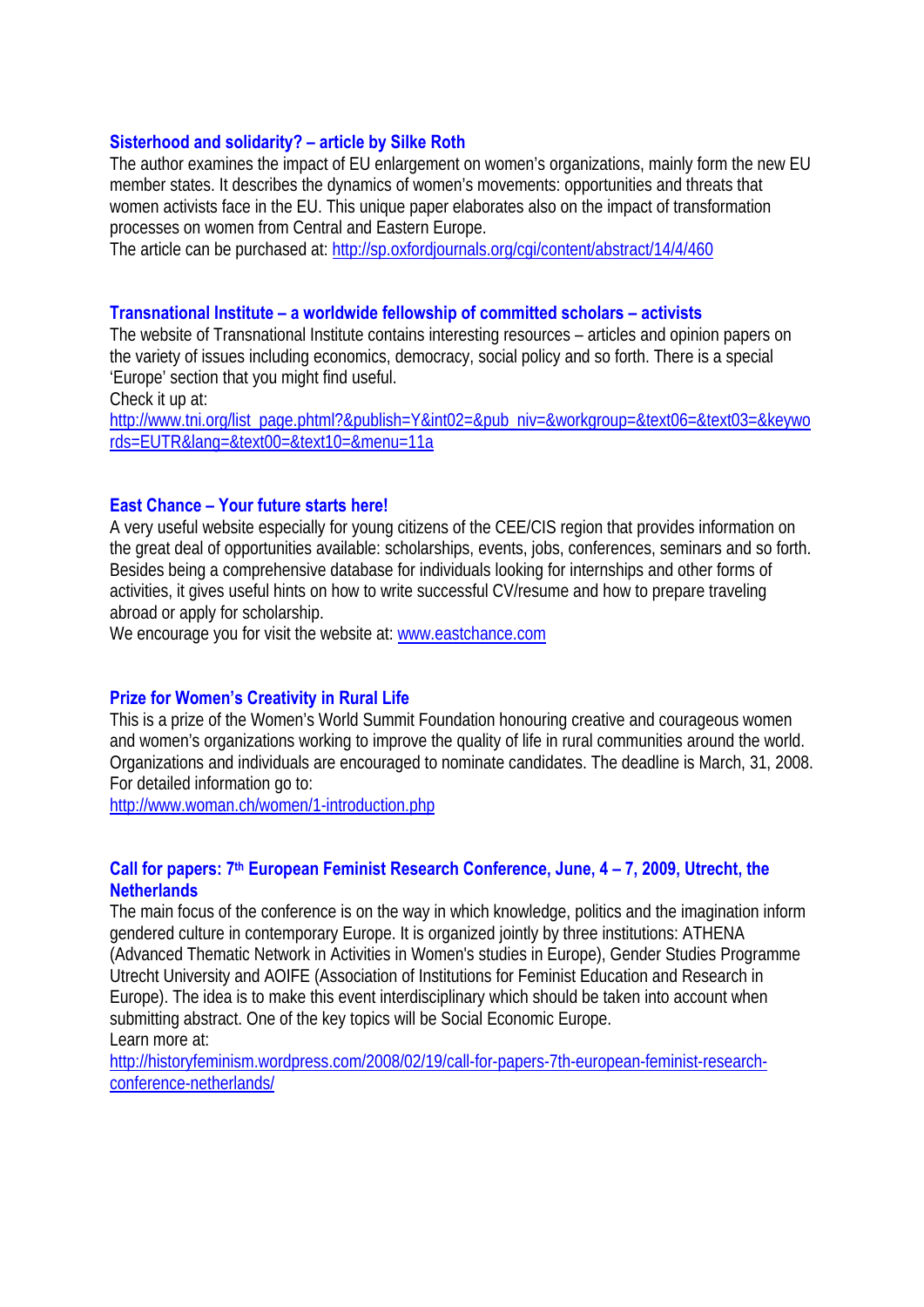### Sisterhood and solidarity? – article by Silke Roth

The author examines the impact of EU enlargement on women's organizations, mainly form the new EU member states. It describes the dynamics of women's movements: opportunities and threats that women activists face in the EU. This unique paper elaborates also on the impact of transformation processes on women from Central and Eastern Europe.
The article can be purchased at: http://sp.oxfordjournals.org/cgi/content/abstract/14/4/460

### Transnational Institute – a worldwide fellowship of committed scholars – activists

The website of Transnational Institute contains interesting resources – articles and opinion papers on the variety of issues including economics, democracy, social policy and so forth. There is a special 'Europe' section that you might find useful.
Check it up at:
http://www.tni.org/list_page.phtml?&publish=Y&int02=&pub_niv=&workgroup=&text06=&text03=&keywords=EUTR&lang=&text00=&text10=&menu=11a

### East Chance – Your future starts here!

A very useful website especially for young citizens of the CEE/CIS region that provides information on the great deal of opportunities available: scholarships, events, jobs, conferences, seminars and so forth. Besides being a comprehensive database for individuals looking for internships and other forms of activities, it gives useful hints on how to write successful CV/resume and how to prepare traveling abroad or apply for scholarship.
We encourage you for visit the website at: www.eastchance.com

### Prize for Women's Creativity in Rural Life

This is a prize of the Women's World Summit Foundation honouring creative and courageous women and women's organizations working to improve the quality of life in rural communities around the world. Organizations and individuals are encouraged to nominate candidates. The deadline is March, 31, 2008. For detailed information go to:
http://www.woman.ch/women/1-introduction.php

### Call for papers: 7th European Feminist Research Conference, June, 4 – 7, 2009, Utrecht, the Netherlands

The main focus of the conference is on the way in which knowledge, politics and the imagination inform gendered culture in contemporary Europe. It is organized jointly by three institutions: ATHENA (Advanced Thematic Network in Activities in Women's studies in Europe), Gender Studies Programme Utrecht University and AOIFE (Association of Institutions for Feminist Education and Research in Europe). The idea is to make this event interdisciplinary which should be taken into account when submitting abstract. One of the key topics will be Social Economic Europe.
Learn more at:
http://historyfeminism.wordpress.com/2008/02/19/call-for-papers-7th-european-feminist-research-conference-netherlands/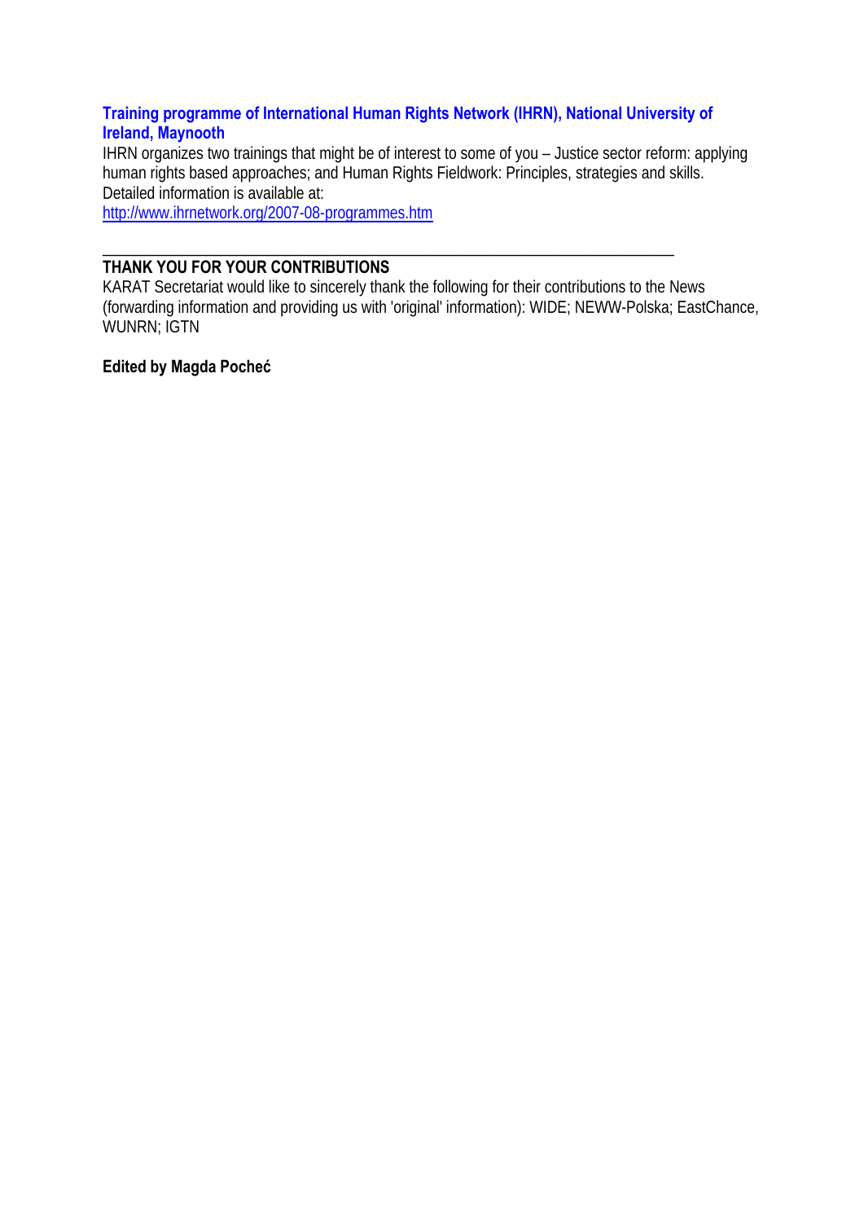**Training programme of International Human Rights Network (IHRN), National University of Ireland, Maynooth**

IHRN organizes two trainings that might be of interest to some of you – Justice sector reform: applying human rights based approaches; and Human Rights Fieldwork: Principles, strategies and skills. Detailed information is available at:
http://www.ihrnetwork.org/2007-08-programmes.htm

---

**THANK YOU FOR YOUR CONTRIBUTIONS**

KARAT Secretariat would like to sincerely thank the following for their contributions to the News (forwarding information and providing us with 'original' information): WIDE; NEWW-Polska; EastChance, WUNRN; IGTN

**Edited by Magda Pocheć**